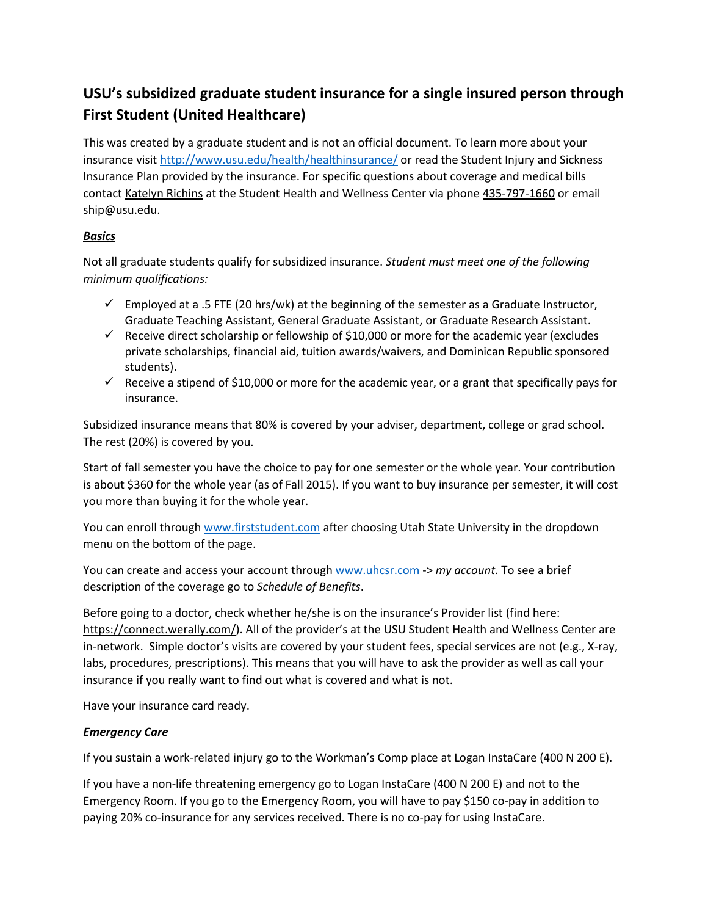## USU's subsidized graduate student insurance for a single insured person through First Student (United Healthcare)

This was created by a graduate student and is not an official document. To learn more about your insurance visit http://www.usu.edu/health/healthinsurance/ or read the Student Injury and Sickness Insurance Plan provided by the insurance. For specific questions about coverage and medical bills contact Katelyn Richins at the Student Health and Wellness Center via phone 435-797-1660 or email ship@usu.edu.

### ***Basics***

Not all graduate students qualify for subsidized insurance. *Student must meet one of the following minimum qualifications:*

- ✓ Employed at a .5 FTE (20 hrs/wk) at the beginning of the semester as a Graduate Instructor, Graduate Teaching Assistant, General Graduate Assistant, or Graduate Research Assistant.
- ✓ Receive direct scholarship or fellowship of $10,000 or more for the academic year (excludes private scholarships, financial aid, tuition awards/waivers, and Dominican Republic sponsored students).
- ✓ Receive a stipend of $10,000 or more for the academic year, or a grant that specifically pays for insurance.

Subsidized insurance means that 80% is covered by your adviser, department, college or grad school. The rest (20%) is covered by you.

Start of fall semester you have the choice to pay for one semester or the whole year. Your contribution is about $360 for the whole year (as of Fall 2015). If you want to buy insurance per semester, it will cost you more than buying it for the whole year.

You can enroll through www.firststudent.com after choosing Utah State University in the dropdown menu on the bottom of the page.

You can create and access your account through www.uhcsr.com -> *my account*. To see a brief description of the coverage go to *Schedule of Benefits*.

Before going to a doctor, check whether he/she is on the insurance's Provider list (find here: https://connect.werally.com/). All of the provider's at the USU Student Health and Wellness Center are in-network. Simple doctor's visits are covered by your student fees, special services are not (e.g., X-ray, labs, procedures, prescriptions). This means that you will have to ask the provider as well as call your insurance if you really want to find out what is covered and what is not.

Have your insurance card ready.

### ***Emergency Care***

If you sustain a work-related injury go to the Workman's Comp place at Logan InstaCare (400 N 200 E).

If you have a non-life threatening emergency go to Logan InstaCare (400 N 200 E) and not to the Emergency Room. If you go to the Emergency Room, you will have to pay $150 co-pay in addition to paying 20% co-insurance for any services received. There is no co-pay for using InstaCare.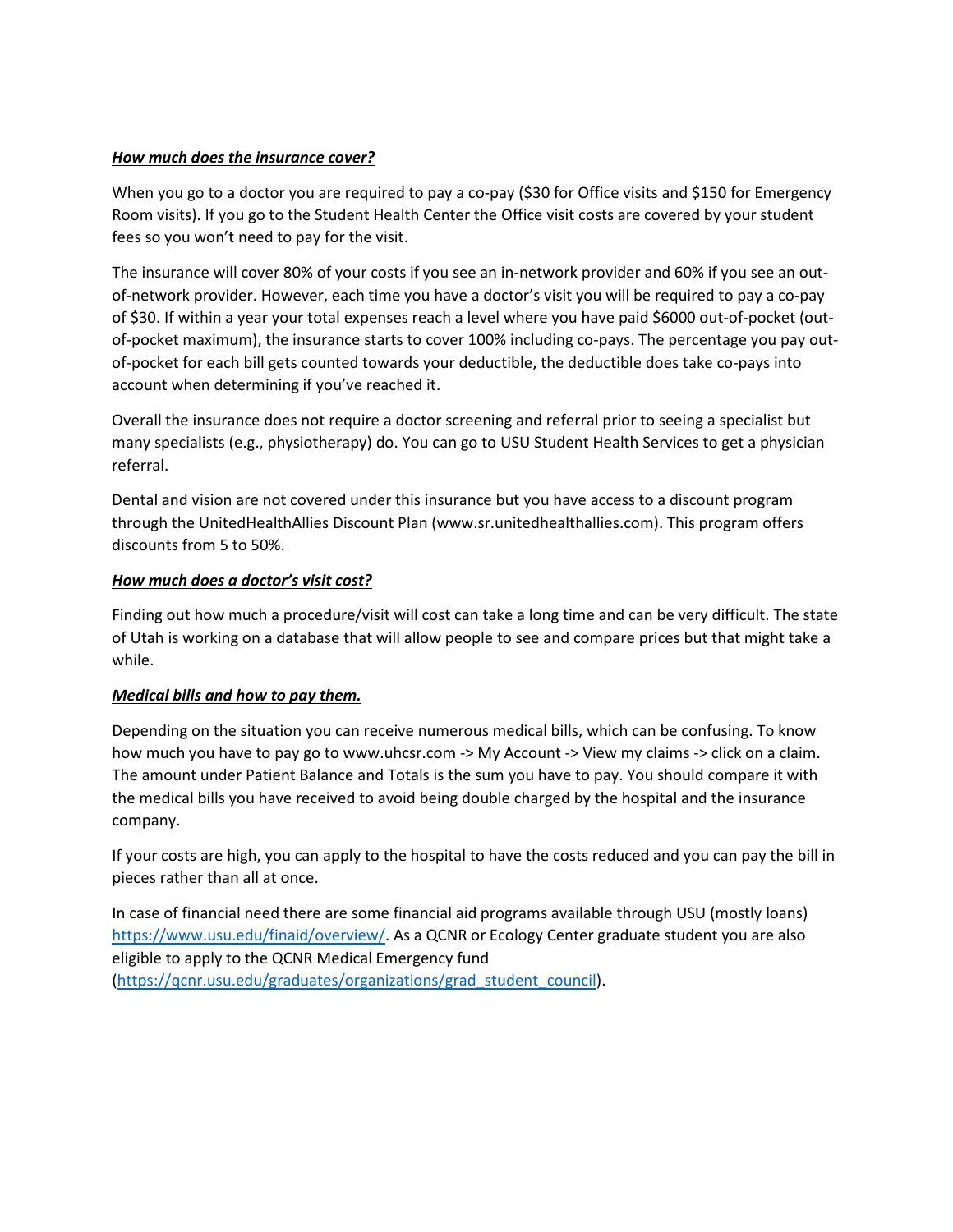***How much does the insurance cover?***

When you go to a doctor you are required to pay a co-pay ($30 for Office visits and $150 for Emergency Room visits). If you go to the Student Health Center the Office visit costs are covered by your student fees so you won't need to pay for the visit.

The insurance will cover 80% of your costs if you see an in-network provider and 60% if you see an out-of-network provider. However, each time you have a doctor's visit you will be required to pay a co-pay of $30. If within a year your total expenses reach a level where you have paid $6000 out-of-pocket (out-of-pocket maximum), the insurance starts to cover 100% including co-pays. The percentage you pay out-of-pocket for each bill gets counted towards your deductible, the deductible does take co-pays into account when determining if you've reached it.

Overall the insurance does not require a doctor screening and referral prior to seeing a specialist but many specialists (e.g., physiotherapy) do. You can go to USU Student Health Services to get a physician referral.

Dental and vision are not covered under this insurance but you have access to a discount program through the UnitedHealthAllies Discount Plan (www.sr.unitedhealthallies.com). This program offers discounts from 5 to 50%.

***How much does a doctor's visit cost?***

Finding out how much a procedure/visit will cost can take a long time and can be very difficult. The state of Utah is working on a database that will allow people to see and compare prices but that might take a while.

***Medical bills and how to pay them.***

Depending on the situation you can receive numerous medical bills, which can be confusing. To know how much you have to pay go to www.uhcsr.com -> My Account -> View my claims -> click on a claim. The amount under Patient Balance and Totals is the sum you have to pay. You should compare it with the medical bills you have received to avoid being double charged by the hospital and the insurance company.

If your costs are high, you can apply to the hospital to have the costs reduced and you can pay the bill in pieces rather than all at once.

In case of financial need there are some financial aid programs available through USU (mostly loans) https://www.usu.edu/finaid/overview/. As a QCNR or Ecology Center graduate student you are also eligible to apply to the QCNR Medical Emergency fund (https://qcnr.usu.edu/graduates/organizations/grad_student_council).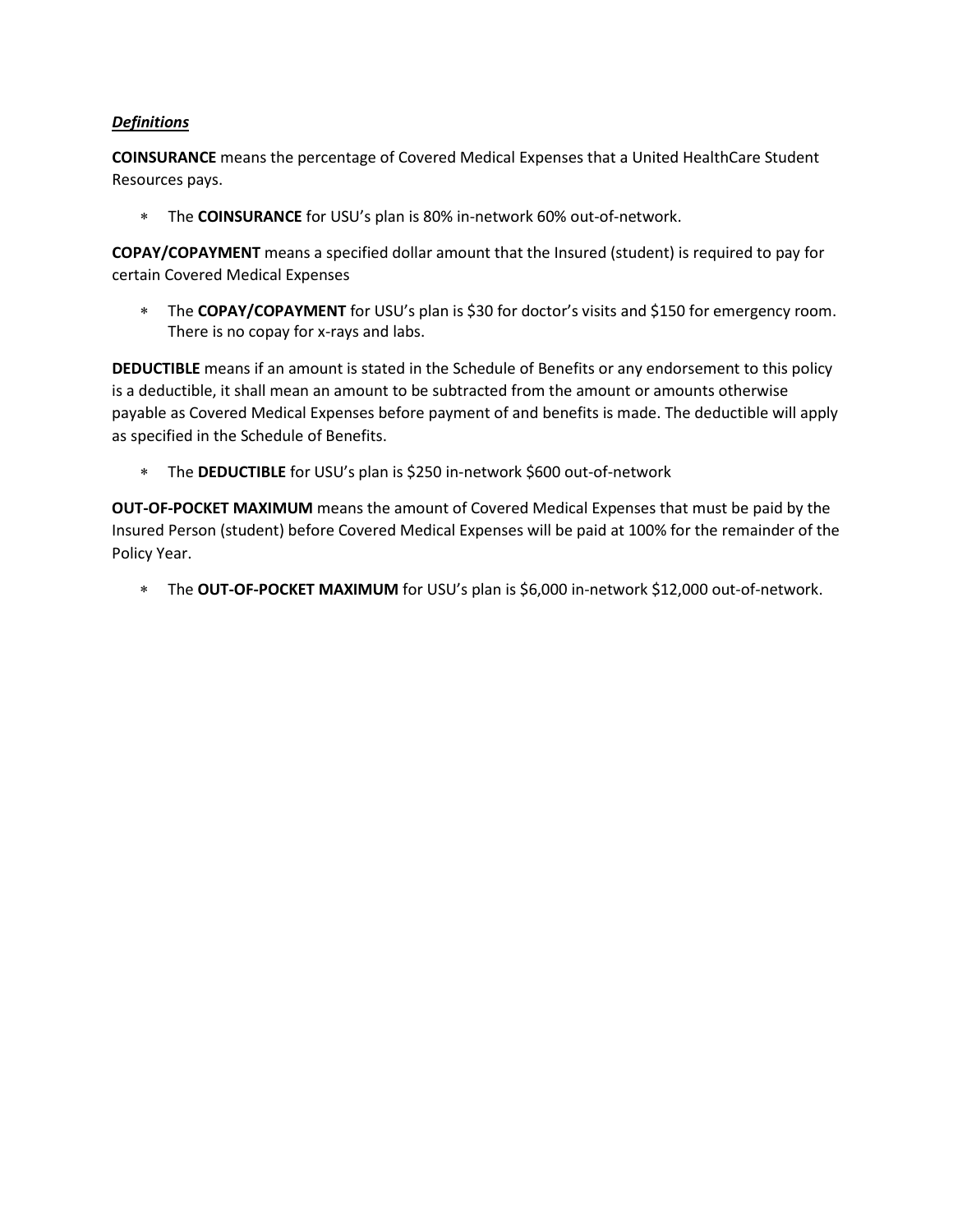***Definitions***

**COINSURANCE** means the percentage of Covered Medical Expenses that a United HealthCare Student Resources pays.

- The **COINSURANCE** for USU's plan is 80% in-network 60% out-of-network.

**COPAY/COPAYMENT** means a specified dollar amount that the Insured (student) is required to pay for certain Covered Medical Expenses

- The **COPAY/COPAYMENT** for USU's plan is $30 for doctor's visits and $150 for emergency room. There is no copay for x-rays and labs.

**DEDUCTIBLE** means if an amount is stated in the Schedule of Benefits or any endorsement to this policy is a deductible, it shall mean an amount to be subtracted from the amount or amounts otherwise payable as Covered Medical Expenses before payment of and benefits is made. The deductible will apply as specified in the Schedule of Benefits.

- The **DEDUCTIBLE** for USU's plan is $250 in-network $600 out-of-network

**OUT-OF-POCKET MAXIMUM** means the amount of Covered Medical Expenses that must be paid by the Insured Person (student) before Covered Medical Expenses will be paid at 100% for the remainder of the Policy Year.

- The **OUT-OF-POCKET MAXIMUM** for USU's plan is $6,000 in-network $12,000 out-of-network.